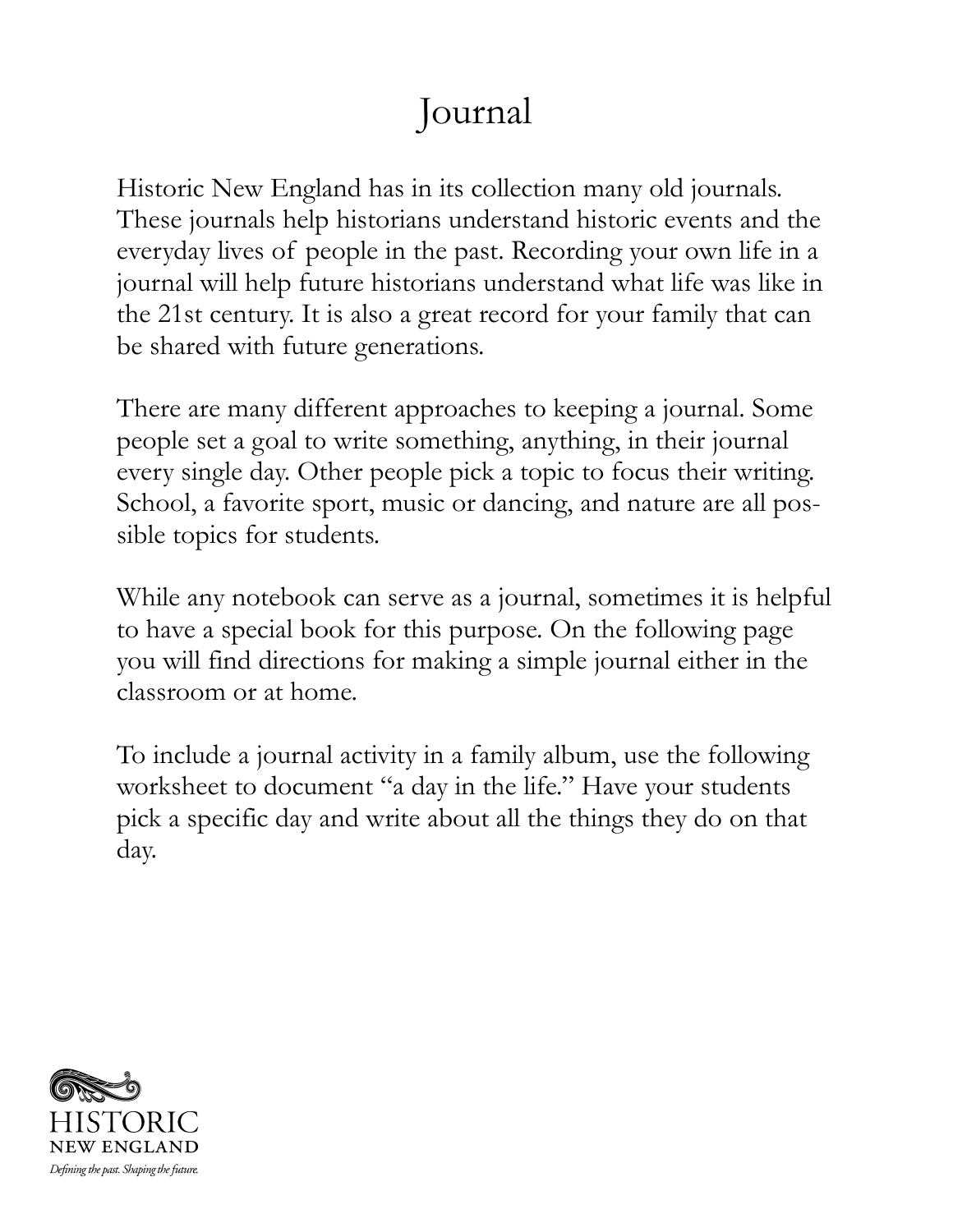# Journal

Historic New England has in its collection many old journals. These journals help historians understand historic events and the everyday lives of people in the past. Recording your own life in a journal will help future historians understand what life was like in the 21st century. It is also a great record for your family that can be shared with future generations.

There are many different approaches to keeping a journal. Some people set a goal to write something, anything, in their journal every single day. Other people pick a topic to focus their writing. School, a favorite sport, music or dancing, and nature are all possible topics for students.

While any notebook can serve as a journal, sometimes it is helpful to have a special book for this purpose. On the following page you will find directions for making a simple journal either in the classroom or at home.

To include a journal activity in a family album, use the following worksheet to document "a day in the life." Have your students pick a specific day and write about all the things they do on that day.

HISTORIC NEW ENGLAND

*Defining the past. Shaping the future.*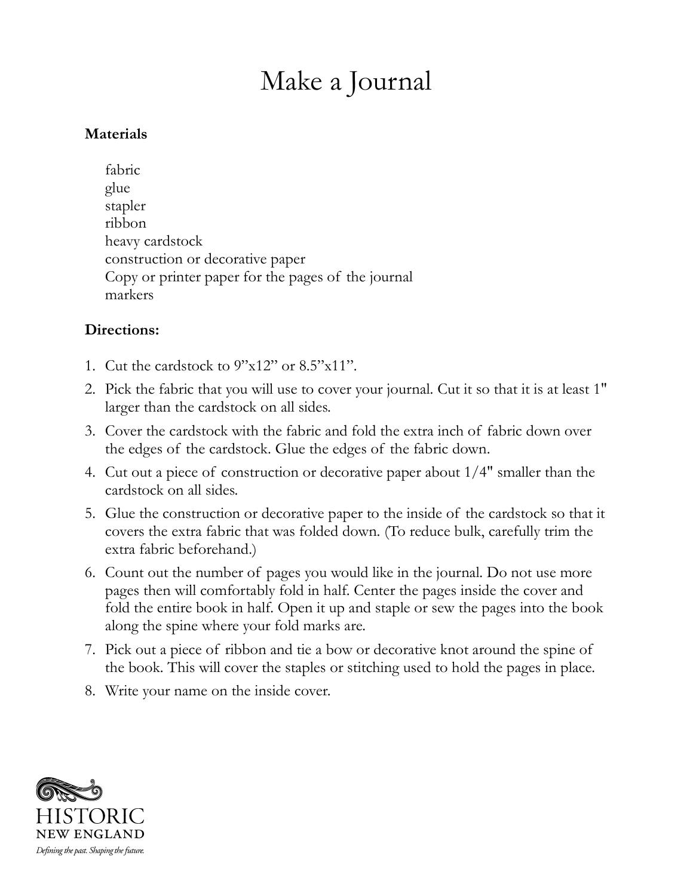# Make a Journal

**Materials**

fabric
glue
stapler
ribbon
heavy cardstock
construction or decorative paper
Copy or printer paper for the pages of the journal
markers

**Directions:**

1. Cut the cardstock to 9”x12” or 8.5”x11”.
2. Pick the fabric that you will use to cover your journal. Cut it so that it is at least 1" larger than the cardstock on all sides.
3. Cover the cardstock with the fabric and fold the extra inch of fabric down over the edges of the cardstock. Glue the edges of the fabric down.
4. Cut out a piece of construction or decorative paper about 1/4" smaller than the cardstock on all sides.
5. Glue the construction or decorative paper to the inside of the cardstock so that it covers the extra fabric that was folded down. (To reduce bulk, carefully trim the extra fabric beforehand.)
6. Count out the number of pages you would like in the journal. Do not use more pages then will comfortably fold in half. Center the pages inside the cover and fold the entire book in half. Open it up and staple or sew the pages into the book along the spine where your fold marks are.
7. Pick out a piece of ribbon and tie a bow or decorative knot around the spine of the book. This will cover the staples or stitching used to hold the pages in place.
8. Write your name on the inside cover.

HISTORIC NEW ENGLAND
*Defining the past. Shaping the future.*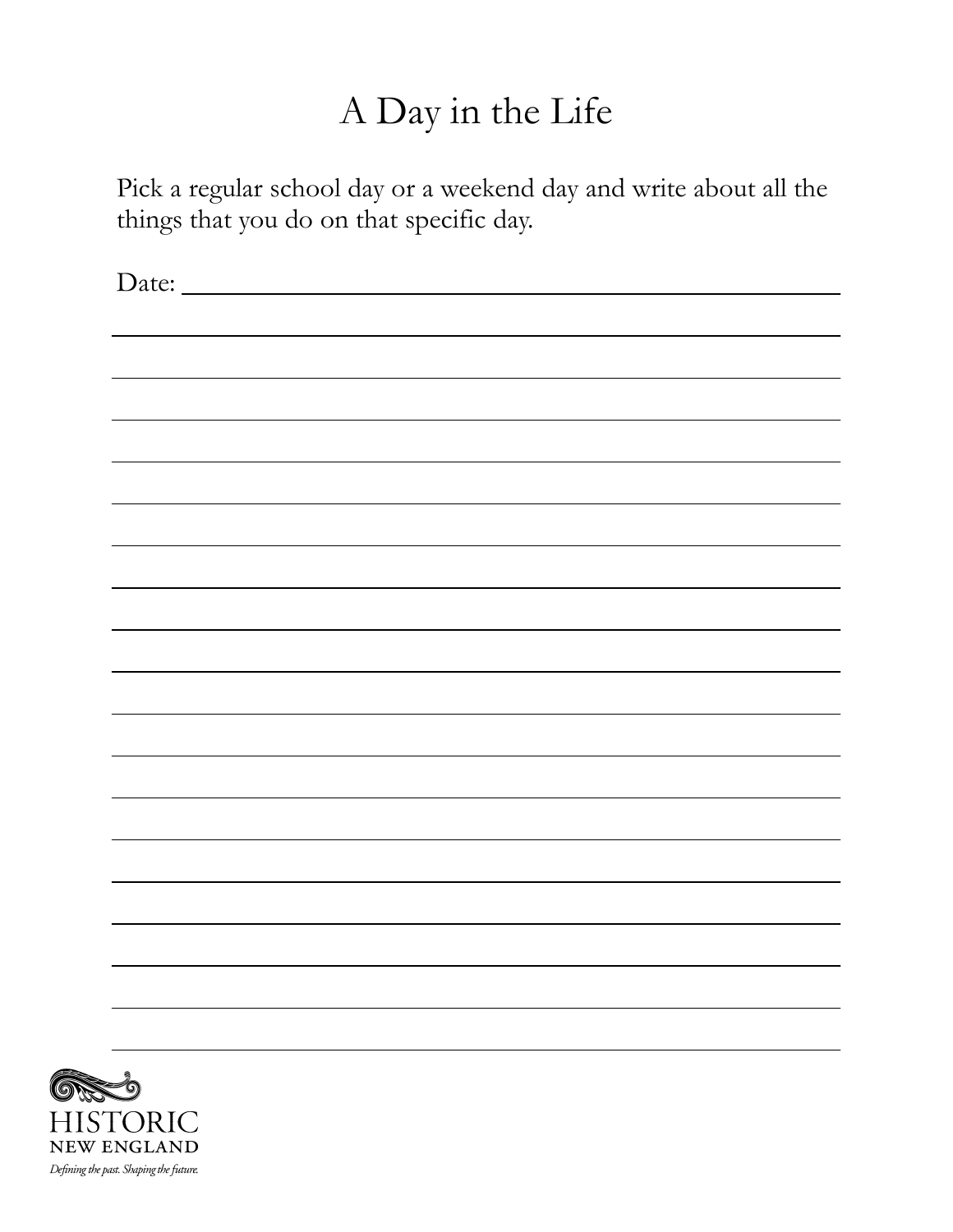# A Day in the Life

Pick a regular school day or a weekend day and write about all the things that you do on that specific day.

Date: ____________________________________________

HISTORIC NEW ENGLAND

*Defining the past. Shaping the future.*